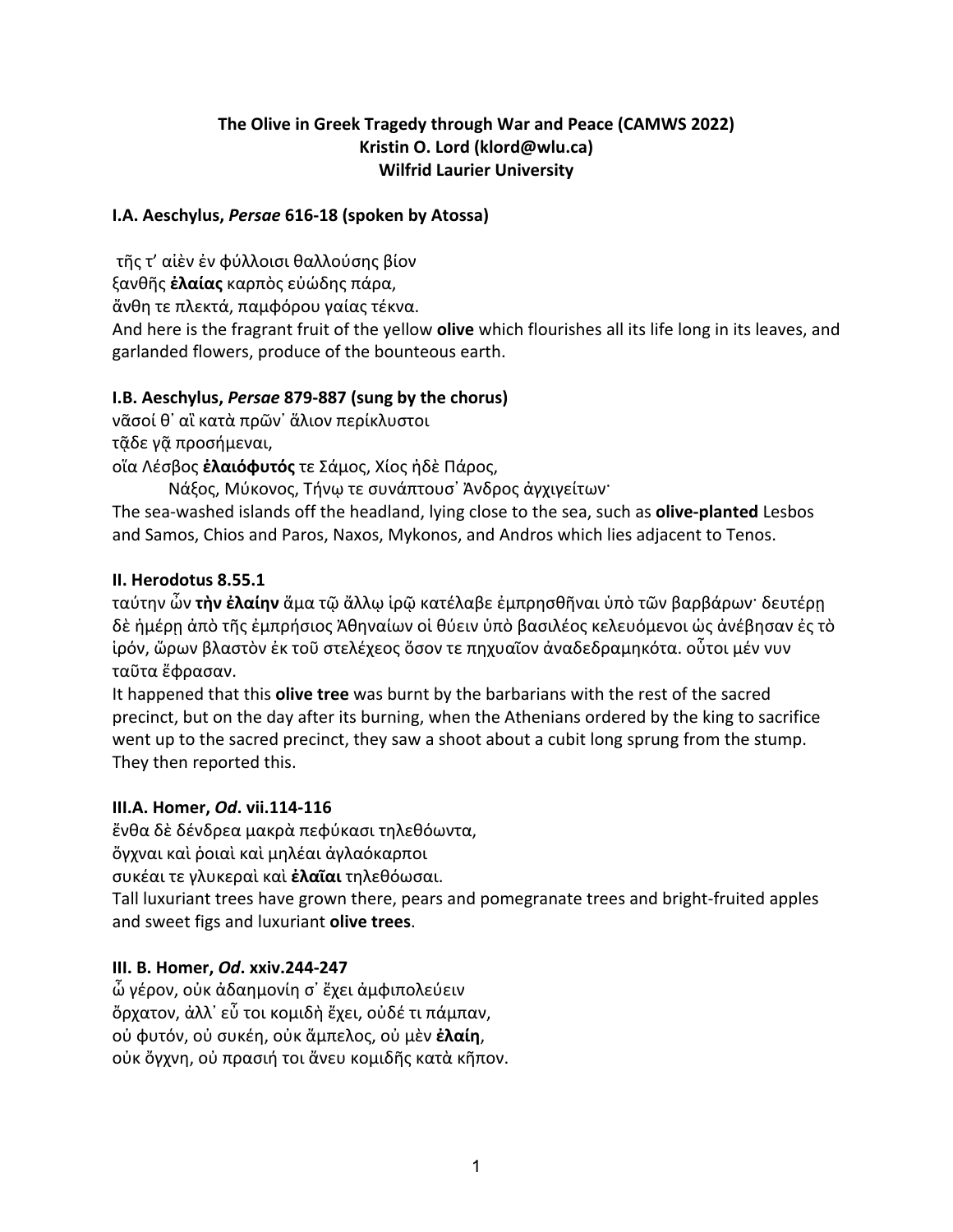**The Olive in Greek Tragedy through War and Peace (CAMWS 2022)**
**Kristin O. Lord (klord@wlu.ca)**
**Wilfrid Laurier University**

**I.A. Aeschylus, *Persae* 616-18 (spoken by Atossa)**

τῆς τ᾽ αἰὲν ἐν φύλλοισι θαλλούσης βίον
ξανθῆς **ἐλαίας** καρπὸς εὐώδης πάρα,
ἄνθη τε πλεκτά, παμφόρου γαίας τέκνα.
And here is the fragrant fruit of the yellow **olive** which flourishes all its life long in its leaves, and garlanded flowers, produce of the bounteous earth.

**I.B. Aeschylus, *Persae* 879-887 (sung by the chorus)**

νᾶσοί θ᾽ αἳ κατὰ πρῶν᾽ ἅλιον περίκλυστοι
τᾷδε γᾷ προσήμεναι,
οἵα Λέσβος **ἐλαιόφυτός** τε Σάμος, Χίος ἠδὲ Πάρος,
Νάξος, Μύκονος, Τήνῳ τε συνάπτουσ᾽ Ἄνδρος ἀγχιγείτων·
The sea-washed islands off the headland, lying close to the sea, such as **olive-planted** Lesbos and Samos, Chios and Paros, Naxos, Mykonos, and Andros which lies adjacent to Tenos.

**II. Herodotus 8.55.1**

ταύτην ὦν **τὴν ἐλαίην** ἅμα τῷ ἄλλῳ ἱρῷ κατέλαβε ἐμπρησθῆναι ὑπὸ τῶν βαρβάρων· δευτέρῃ δὲ ἡμέρῃ ἀπὸ τῆς ἐμπρήσιος Ἀθηναίων οἱ θύειν ὑπὸ βασιλέος κελευόμενοι ὡς ἀνέβησαν ἐς τὸ ἱρόν, ὥρων βλαστὸν ἐκ τοῦ στελέχεος ὅσον τε πηχυαῖον ἀναδεδραμηκότα. οὗτοι μέν νυν ταῦτα ἔφρασαν.
It happened that this **olive tree** was burnt by the barbarians with the rest of the sacred precinct, but on the day after its burning, when the Athenians ordered by the king to sacrifice went up to the sacred precinct, they saw a shoot about a cubit long sprung from the stump. They then reported this.

**III.A. Homer, *Od*. vii.114-116**

ἔνθα δὲ δένδρεα μακρὰ πεφύκασι τηλεθόωντα,
ὄγχναι καὶ ῥοιαὶ καὶ μηλέαι ἀγλαόκαρποι
συκέαι τε γλυκεραὶ καὶ **ἐλαῖαι** τηλεθόωσαι.
Tall luxuriant trees have grown there, pears and pomegranate trees and bright-fruited apples and sweet figs and luxuriant **olive trees**.

**III. B. Homer, *Od*. xxiv.244-247**

ὦ γέρον, οὐκ ἀδαημονίη σ᾽ ἔχει ἀμφιπολεύειν
ὄρχατον, ἀλλ᾽ εὖ τοι κομιδὴ ἔχει, οὐδέ τι πάμπαν,
οὐ φυτόν, οὐ συκέη, οὐκ ἄμπελος, οὐ μὲν **ἐλαίη**,
οὐκ ὄγχνη, οὐ πρασιή τοι ἄνευ κομιδῆς κατὰ κῆπον.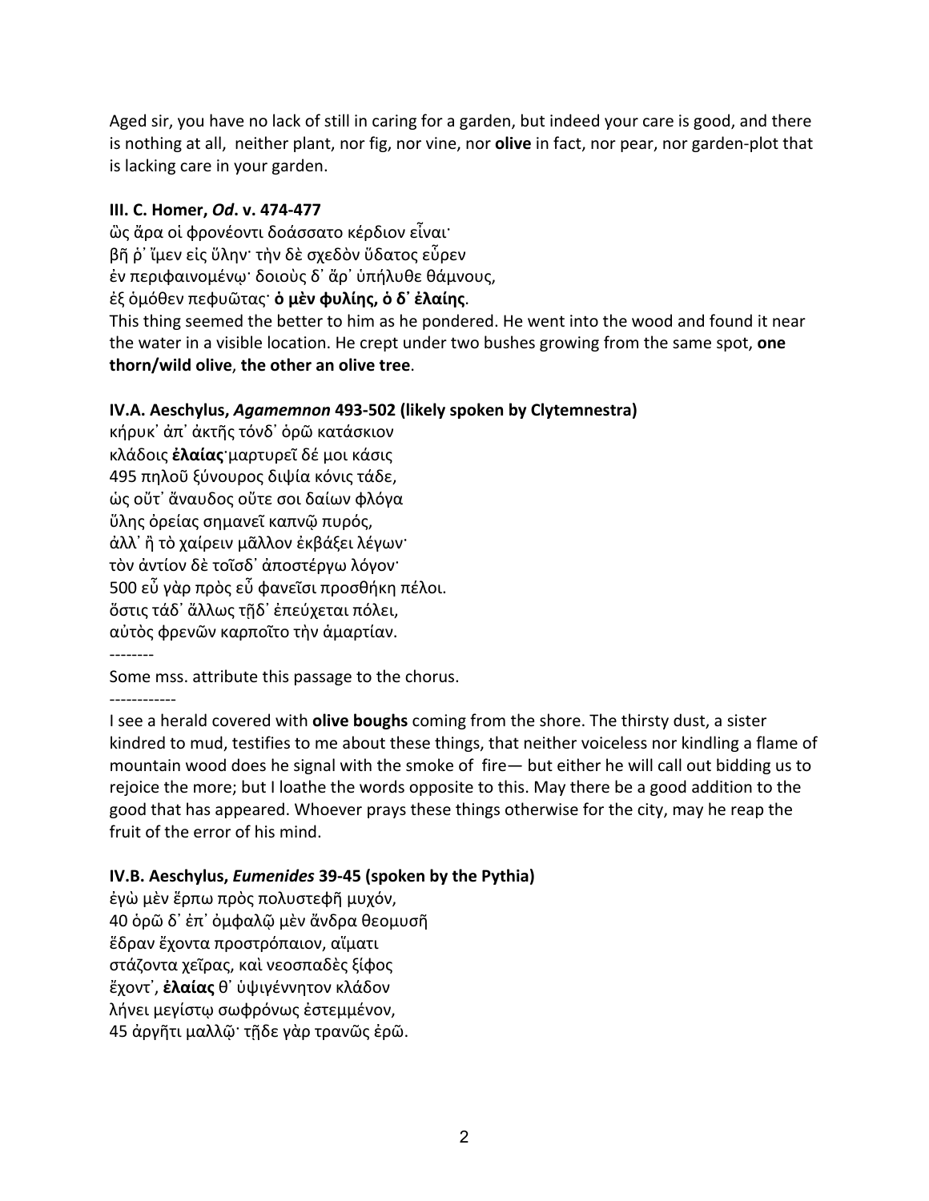Aged sir, you have no lack of still in caring for a garden, but indeed your care is good, and there is nothing at all, neither plant, nor fig, nor vine, nor **olive** in fact, nor pear, nor garden-plot that is lacking care in your garden.

**III. C. Homer, *Od*. v. 474-477**

ὣς ἄρα οἱ φρονέοντι δοάσσατο κέρδιον εἶναι·
βῆ ῥ᾽ ἴμεν εἰς ὕλην· τὴν δὲ σχεδὸν ὕδατος εὗρεν
ἐν περιφαινομένῳ· δοιοὺς δ᾽ ἄρ᾽ ὑπήλυθε θάμνους,
ἐξ ὁμόθεν πεφυῶτας· **ὁ μὲν φυλίης, ὁ δ᾽ ἐλαίης**.

This thing seemed the better to him as he pondered. He went into the wood and found it near the water in a visible location. He crept under two bushes growing from the same spot, **one thorn/wild olive**, **the other an olive tree**.

**IV.A. Aeschylus, *Agamemnon* 493-502 (likely spoken by Clytemnestra)**

κήρυκ᾽ ἀπ᾽ ἀκτῆς τόνδ᾽ ὁρῶ κατάσκιον
κλάδοις **ἐλαίας**·μαρτυρεῖ δέ μοι κάσις
495 πηλοῦ ξύνουρος διψία κόνις τάδε,
ὡς οὔτ᾽ ἄναυδος οὔτε σοι δαίων φλόγα
ὕλης ὀρείας σημανεῖ καπνῷ πυρός,
ἀλλ᾽ ἢ τὸ χαίρειν μᾶλλον ἐκβάξει λέγων·
τὸν ἀντίον δὲ τοῖσδ᾽ ἀποστέργω λόγον·
500 εὖ γὰρ πρὸς εὖ φανεῖσι προσθήκη πέλοι.
ὅστις τάδ᾽ ἄλλως τῇδ᾽ ἐπεύχεται πόλει,
αὐτὸς φρενῶν καρποῖτο τὴν ἁμαρτίαν.

--------

Some mss. attribute this passage to the chorus.

------------

I see a herald covered with **olive boughs** coming from the shore. The thirsty dust, a sister kindred to mud, testifies to me about these things, that neither voiceless nor kindling a flame of mountain wood does he signal with the smoke of fire— but either he will call out bidding us to rejoice the more; but I loathe the words opposite to this. May there be a good addition to the good that has appeared. Whoever prays these things otherwise for the city, may he reap the fruit of the error of his mind.

**IV.B. Aeschylus, *Eumenides* 39-45 (spoken by the Pythia)**

ἐγὼ μὲν ἕρπω πρὸς πολυστεφῆ μυχόν,
40 ὁρῶ δ᾽ ἐπ᾽ ὀμφαλῷ μὲν ἄνδρα θεομυσῆ
ἕδραν ἔχοντα προστρόπαιον, αἵματι
στάζοντα χεῖρας, καὶ νεοσπαδὲς ξίφος
ἔχοντ᾽, **ἐλαίας** θ᾽ ὑψιγέννητον κλάδον
λήνει μεγίστῳ σωφρόνως ἐστεμμένον,
45 ἀργῆτι μαλλῷ· τῇδε γὰρ τρανῶς ἐρῶ.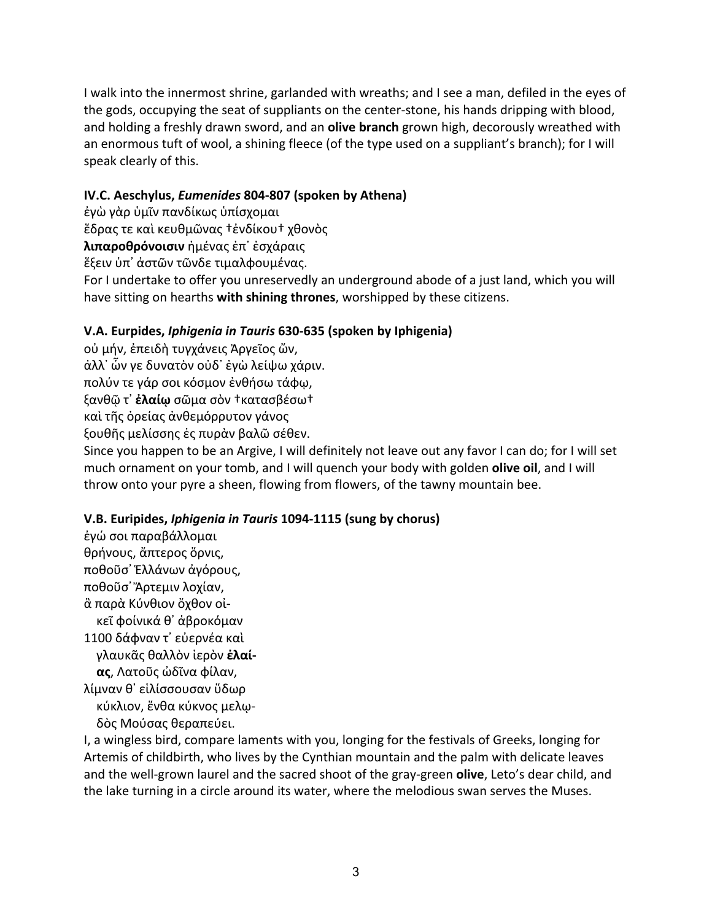I walk into the innermost shrine, garlanded with wreaths; and I see a man, defiled in the eyes of the gods, occupying the seat of suppliants on the center-stone, his hands dripping with blood, and holding a freshly drawn sword, and an **olive branch** grown high, decorously wreathed with an enormous tuft of wool, a shining fleece (of the type used on a suppliant's branch); for I will speak clearly of this.

### IV.C. Aeschylus, *Eumenides* 804-807 (spoken by Athena)

ἐγὼ γὰρ ὑμῖν πανδίκως ὑπίσχομαι
ἕδρας τε καὶ κευθμῶνας †ἐνδίκου† χθονὸς
**λιπαροθρόνοισιν** ἡμένας ἐπ᾽ ἐσχάραις
ἕξειν ὑπ᾽ ἀστῶν τῶνδε τιμαλφουμένας.
For I undertake to offer you unreservedly an underground abode of a just land, which you will have sitting on hearths **with shining thrones**, worshipped by these citizens.

### V.A. Eurpides, *Iphigenia in Tauris* 630-635 (spoken by Iphigenia)

οὐ μήν, ἐπειδὴ τυγχάνεις Ἀργεῖος ὤν,
ἀλλ᾽ ὧν γε δυνατὸν οὐδ᾽ ἐγὼ λείψω χάριν.
πολύν τε γάρ σοι κόσμον ἐνθήσω τάφῳ,
ξανθῷ τ᾽ **ἐλαίῳ** σῶμα σὸν †κατασβέσω†
καὶ τῆς ὀρείας ἀνθεμόρρυτον γάνος
ξουθῆς μελίσσης ἐς πυρὰν βαλῶ σέθεν.
Since you happen to be an Argive, I will definitely not leave out any favor I can do; for I will set much ornament on your tomb, and I will quench your body with golden **olive oil**, and I will throw onto your pyre a sheen, flowing from flowers, of the tawny mountain bee.

### V.B. Euripides, *Iphigenia in Tauris* 1094-1115 (sung by chorus)

ἐγώ σοι παραβάλλομαι
θρήνους, ἄπτερος ὄρνις,
ποθοῦσ᾽ Ἑλλάνων ἀγόρους,
ποθοῦσ᾽ Ἄρτεμιν λοχίαν,
ἃ παρὰ Κύνθιον ὄχθον οἰ-
   κεῖ φοίνικά θ᾽ ἁβροκόμαν
1100 δάφναν τ᾽ εὐερνέα καὶ
   γλαυκᾶς θαλλὸν ἱερὸν **ἐλαί-**
   **ας**, Λατοῦς ὠδῖνα φίλαν,
λίμναν θ᾽ εἱλίσσουσαν ὕδωρ
   κύκλιον, ἔνθα κύκνος μελῳ-
   δὸς Μούσας θεραπεύει.
I, a wingless bird, compare laments with you, longing for the festivals of Greeks, longing for Artemis of childbirth, who lives by the Cynthian mountain and the palm with delicate leaves and the well-grown laurel and the sacred shoot of the gray-green **olive**, Leto's dear child, and the lake turning in a circle around its water, where the melodious swan serves the Muses.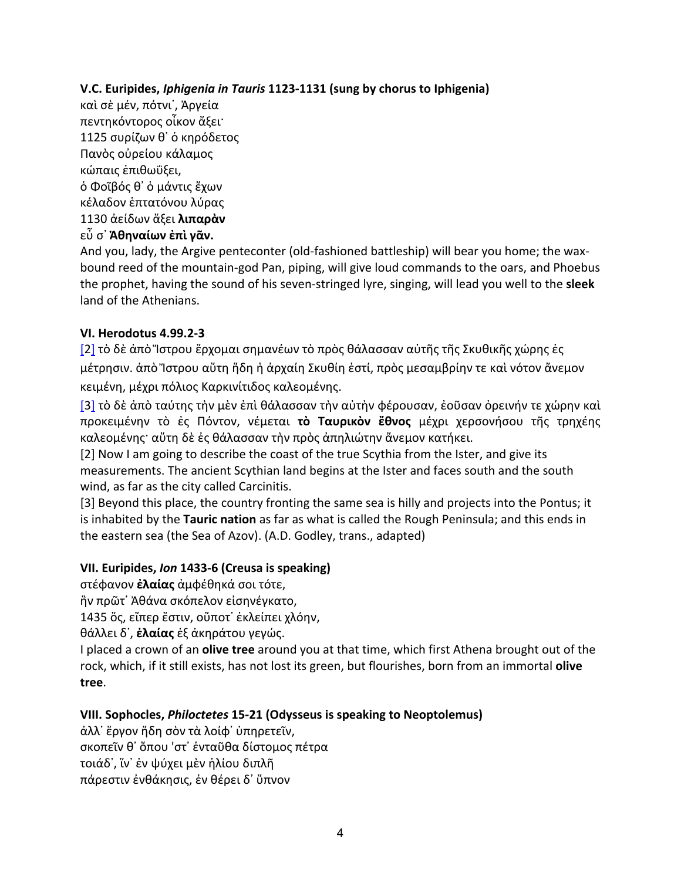**V.C. Euripides, *Iphigenia in Tauris* 1123-1131 (sung by chorus to Iphigenia)**

καὶ σὲ μέν, πότνι᾽, Ἀργεία
πεντηκόντορος οἶκον ἄξει·
1125 συρίζων θ᾽ ὁ κηρόδετος
Πανὸς οὐρείου κάλαμος
κώπαις ἐπιθωΰξει,
ὁ Φοῖβός θ᾽ ὁ μάντις ἔχων
κέλαδον ἑπτατόνου λύρας
1130 ἀείδων ἄξει **λιπαρὰν**
εὖ σ᾽ **Ἀθηναίων ἐπὶ γᾶν.**

And you, lady, the Argive penteconter (old-fashioned battleship) will bear you home; the wax-bound reed of the mountain-god Pan, piping, will give loud commands to the oars, and Phoebus the prophet, having the sound of his seven-stringed lyre, singing, will lead you well to the **sleek** land of the Athenians.

**VI. Herodotus 4.99.2-3**

[2] τὸ δὲ ἀπὸ Ἴστρου ἔρχομαι σημανέων τὸ πρὸς θάλασσαν αὐτῆς τῆς Σκυθικῆς χώρης ἐς μέτρησιν. ἀπὸ Ἴστρου αὕτη ἤδη ἡ ἀρχαίη Σκυθίη ἐστί, πρὸς μεσαμβρίην τε καὶ νότον ἄνεμον κειμένη, μέχρι πόλιος Καρκινίτιδος καλεομένης.

[3] τὸ δὲ ἀπὸ ταύτης τὴν μὲν ἐπὶ θάλασσαν τὴν αὐτὴν φέρουσαν, ἐοῦσαν ὀρεινήν τε χώρην καὶ προκειμένην τὸ ἐς Πόντον, νέμεται **τὸ Ταυρικὸν ἔθνος** μέχρι χερσονήσου τῆς τρηχέης καλεομένης· αὕτη δὲ ἐς θάλασσαν τὴν πρὸς ἀπηλιώτην ἄνεμον κατήκει.

[2] Now I am going to describe the coast of the true Scythia from the Ister, and give its measurements. The ancient Scythian land begins at the Ister and faces south and the south wind, as far as the city called Carcinitis.

[3] Beyond this place, the country fronting the same sea is hilly and projects into the Pontus; it is inhabited by the **Tauric nation** as far as what is called the Rough Peninsula; and this ends in the eastern sea (the Sea of Azov). (A.D. Godley, trans., adapted)

**VII. Euripides, *Ion* 1433-6 (Creusa is speaking)**

στέφανον **ἐλαίας** ἀμφέθηκά σοι τότε,
ἣν πρῶτ᾽ Ἀθάνα σκόπελον εἰσηνέγκατο,
1435 ὅς, εἴπερ ἔστιν, οὔποτ᾽ ἐκλείπει χλόην,
θάλλει δ᾽, **ἐλαίας** ἐξ ἀκηράτου γεγώς.

I placed a crown of an **olive tree** around you at that time, which first Athena brought out of the rock, which, if it still exists, has not lost its green, but flourishes, born from an immortal **olive tree**.

**VIII. Sophocles, *Philoctetes* 15-21 (Odysseus is speaking to Neoptolemus)**

ἀλλ᾽ ἔργον ἤδη σὸν τὰ λοίφ᾽ ὑπηρετεῖν,
σκοπεῖν θ᾽ ὅπου 'στ᾽ ἐνταῦθα δίστομος πέτρα
τοιάδ᾽, ἵν᾽ ἐν ψύχει μὲν ἡλίου διπλῆ
πάρεστιν ἐνθάκησις, ἐν θέρει δ᾽ ὕπνον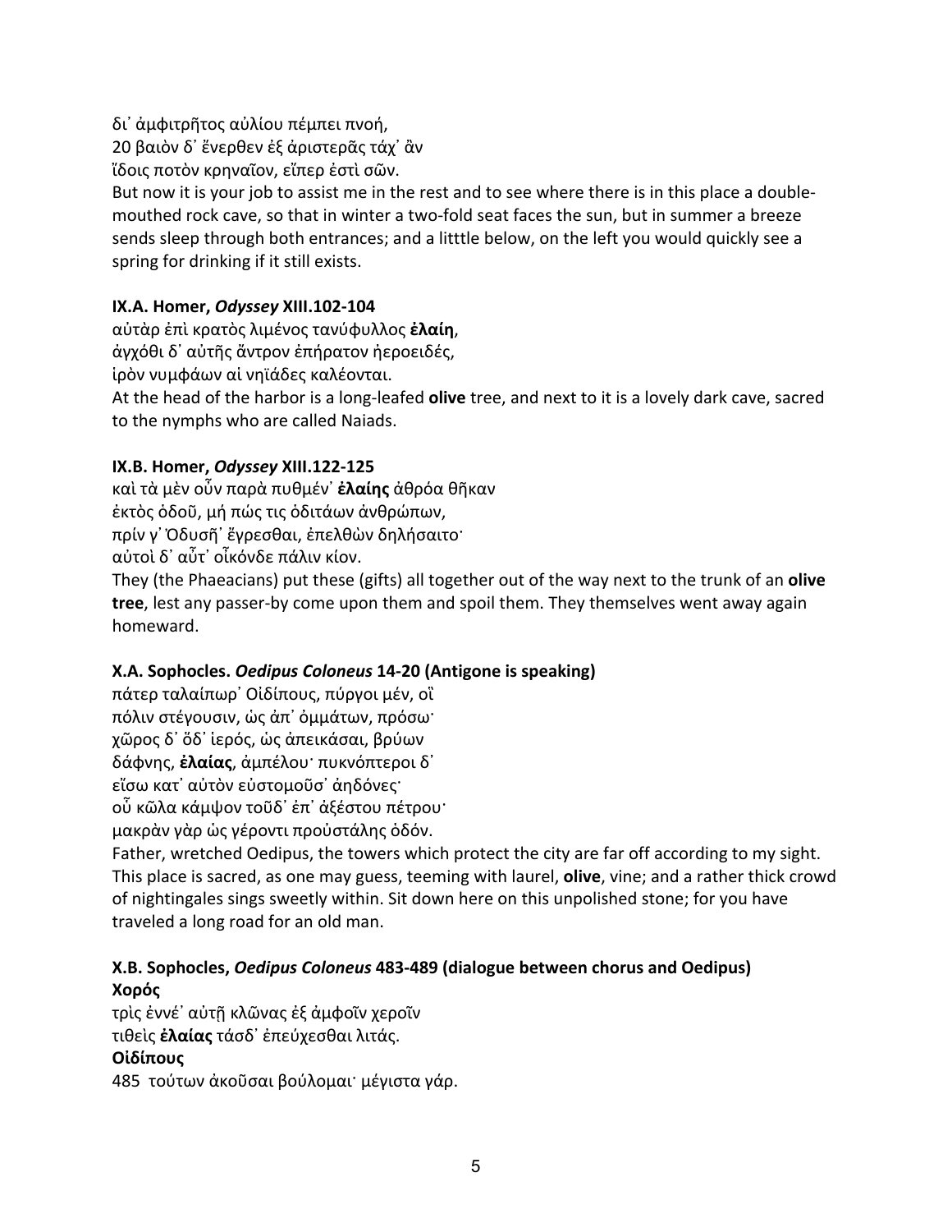δι᾽ ἀμφιτρῆτος αὐλίου πέμπει πνοή,
20 βαιὸν δ᾽ ἔνερθεν ἐξ ἀριστερᾶς τάχ᾽ ἂν
ἴδοις ποτὸν κρηναῖον, εἴπερ ἐστὶ σῶν.
But now it is your job to assist me in the rest and to see where there is in this place a double-mouthed rock cave, so that in winter a two-fold seat faces the sun, but in summer a breeze sends sleep through both entrances; and a litttle below, on the left you would quickly see a spring for drinking if it still exists.

### IX.A. Homer, *Odyssey* XIII.102-104

αὐτὰρ ἐπὶ κρατὸς λιμένος τανύφυλλος **ἐλαίη**,
ἀγχόθι δ᾽ αὐτῆς ἄντρον ἐπήρατον ἠεροειδές,
ἱρὸν νυμφάων αἳ νηϊάδες καλέονται.
At the head of the harbor is a long-leafed **olive** tree, and next to it is a lovely dark cave, sacred to the nymphs who are called Naiads.

### IX.B. Homer, *Odyssey* XIII.122-125

καὶ τὰ μὲν οὖν παρὰ πυθμέν᾽ **ἐλαίης** ἀθρόα θῆκαν
ἐκτὸς ὁδοῦ, μή πώς τις ὁδιτάων ἀνθρώπων,
πρίν γ᾽ Ὀδυσῆ᾽ ἔγρεσθαι, ἐπελθὼν δηλήσαιτο·
αὐτοὶ δ᾽ αὖτ᾽ οἶκόνδε πάλιν κίον.
They (the Phaeacians) put these (gifts) all together out of the way next to the trunk of an **olive tree**, lest any passer-by come upon them and spoil them. They themselves went away again homeward.

### X.A. Sophocles. *Oedipus Coloneus* 14-20 (Antigone is speaking)

πάτερ ταλαίπωρ᾽ Οἰδίπους, πύργοι μέν, οἳ
πόλιν στέγουσιν, ὡς ἀπ᾽ ὀμμάτων, πρόσω·
χῶρος δ᾽ ὅδ᾽ ἱερός, ὡς ἀπεικάσαι, βρύων
δάφνης, **ἐλαίας**, ἀμπέλου· πυκνόπτεροι δ᾽
εἴσω κατ᾽ αὐτὸν εὐστομοῦσ᾽ ἀηδόνες·
οὗ κῶλα κάμψον τοῦδ᾽ ἐπ᾽ ἀξέστου πέτρου·
μακρὰν γὰρ ὡς γέροντι προὐστάλης ὁδόν.
Father, wretched Oedipus, the towers which protect the city are far off according to my sight. This place is sacred, as one may guess, teeming with laurel, **olive**, vine; and a rather thick crowd of nightingales sings sweetly within. Sit down here on this unpolished stone; for you have traveled a long road for an old man.

### X.B. Sophocles, *Oedipus Coloneus* 483-489 (dialogue between chorus and Oedipus)

**Χορός**

τρὶς ἐννέ᾽ αὐτῇ κλῶνας ἐξ ἀμφοῖν χεροῖν
τιθεὶς **ἐλαίας** τάσδ᾽ ἐπεύχεσθαι λιτάς.

**Οἰδίπους**

485 τούτων ἀκοῦσαι βούλομαι· μέγιστα γάρ.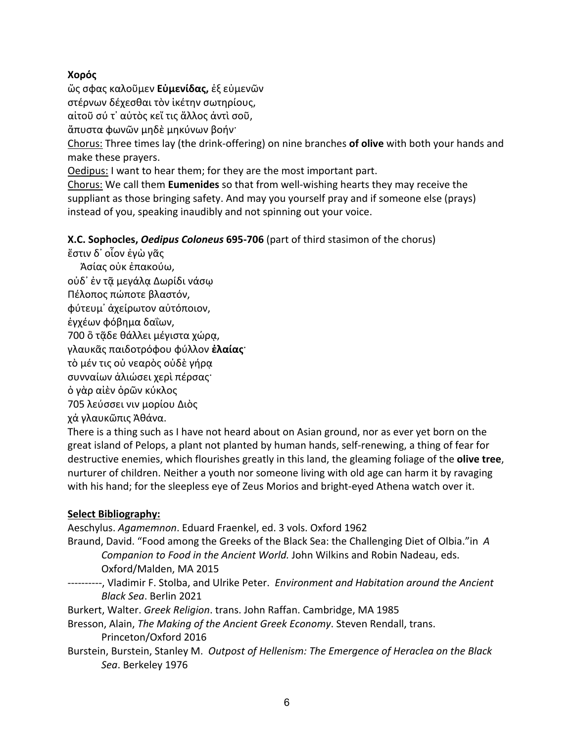**Χορός**

ὥς σφας καλοῦμεν **Εὐμενίδας,** ἐξ εὐμενῶν
στέρνων δέχεσθαι τὸν ἱκέτην σωτηρίους,
αἰτοῦ σύ τ᾽ αὐτὸς κεἴ τις ἄλλος ἀντὶ σοῦ,
ἄπυστα φωνῶν μηδὲ μηκύνων βοήν·

<u>Chorus:</u> Three times lay (the drink-offering) on nine branches **of olive** with both your hands and make these prayers.

<u>Oedipus:</u> I want to hear them; for they are the most important part.

<u>Chorus:</u> We call them **Eumenides** so that from well-wishing hearts they may receive the suppliant as those bringing safety. And may you yourself pray and if someone else (prays) instead of you, speaking inaudibly and not spinning out your voice.

**X.C. Sophocles, *Oedipus Coloneus* 695-706** (part of third stasimon of the chorus)

ἔστιν δ᾽ οἷον ἐγὼ γᾶς
  Ἀσίας οὐκ ἐπακούω,
οὐδ᾽ ἐν τᾷ μεγάλᾳ Δωρίδι νάσῳ
Πέλοπος πώποτε βλαστόν,
φύτευμ᾽ ἀχείρωτον αὐτόποιον,
ἐγχέων φόβημα δαΐων,
700 ὃ τᾷδε θάλλει μέγιστα χώρᾳ,
γλαυκᾶς παιδοτρόφου φύλλον **ἐλαίας**·
τὸ μέν τις οὐ νεαρὸς οὐδὲ γήρᾳ
συνναίων ἁλιώσει χερὶ πέρσας·
ὁ γὰρ αἰὲν ὁρῶν κύκλος
705 λεύσσει νιν μορίου Διὸς
χἀ γλαυκῶπις Ἀθάνα.

There is a thing such as I have not heard about on Asian ground, nor as ever yet born on the great island of Pelops, a plant not planted by human hands, self-renewing, a thing of fear for destructive enemies, which flourishes greatly in this land, the gleaming foliage of the **olive tree**, nurturer of children. Neither a youth nor someone living with old age can harm it by ravaging with his hand; for the sleepless eye of Zeus Morios and bright-eyed Athena watch over it.

**<u>Select Bibliography:</u>**

Aeschylus. *Agamemnon*. Eduard Fraenkel, ed. 3 vols. Oxford 1962

Braund, David. "Food among the Greeks of the Black Sea: the Challenging Diet of Olbia."in *A Companion to Food in the Ancient World.* John Wilkins and Robin Nadeau, eds. Oxford/Malden, MA 2015

----------, Vladimir F. Stolba, and Ulrike Peter. *Environment and Habitation around the Ancient Black Sea*. Berlin 2021

Burkert, Walter. *Greek Religion*. trans. John Raffan. Cambridge, MA 1985

Bresson, Alain, *The Making of the Ancient Greek Economy*. Steven Rendall, trans. Princeton/Oxford 2016

Burstein, Burstein, Stanley M. *Outpost of Hellenism: The Emergence of Heraclea on the Black Sea*. Berkeley 1976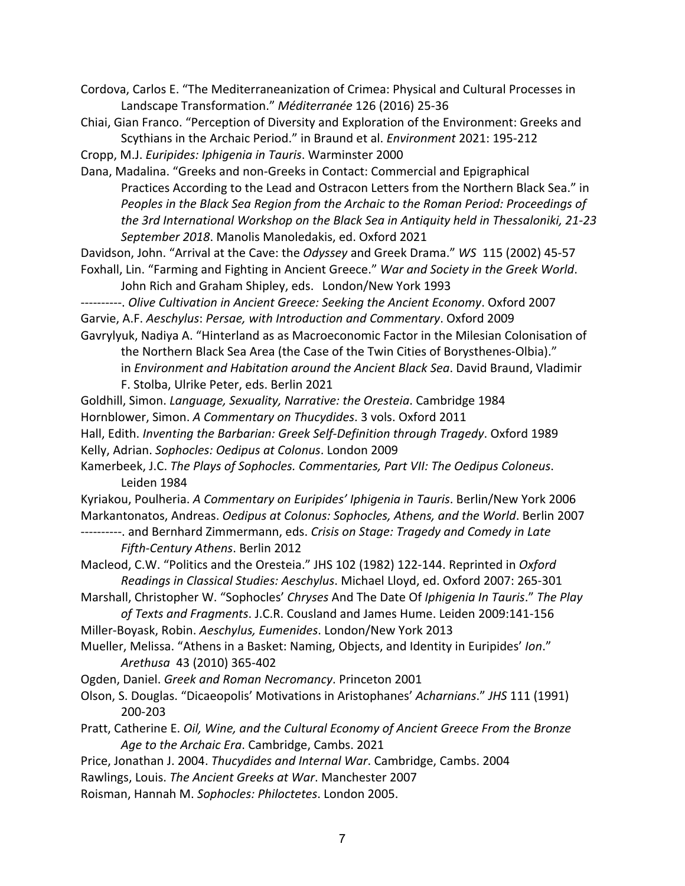Cordova, Carlos E. “The Mediterraneanization of Crimea: Physical and Cultural Processes in Landscape Transformation.” *Méditerranée* 126 (2016) 25-36

Chiai, Gian Franco. “Perception of Diversity and Exploration of the Environment: Greeks and Scythians in the Archaic Period.” in Braund et al. *Environment* 2021: 195-212

Cropp, M.J. *Euripides: Iphigenia in Tauris*. Warminster 2000

Dana, Madalina. “Greeks and non-Greeks in Contact: Commercial and Epigraphical Practices According to the Lead and Ostracon Letters from the Northern Black Sea.” in *Peoples in the Black Sea Region from the Archaic to the Roman Period: Proceedings of the 3rd International Workshop on the Black Sea in Antiquity held in Thessaloniki, 21-23 September 2018*. Manolis Manoledakis, ed. Oxford 2021

Davidson, John. “Arrival at the Cave: the *Odyssey* and Greek Drama.” *WS* 115 (2002) 45-57

Foxhall, Lin. “Farming and Fighting in Ancient Greece.” *War and Society in the Greek World*. John Rich and Graham Shipley, eds. London/New York 1993

----------. *Olive Cultivation in Ancient Greece: Seeking the Ancient Economy*. Oxford 2007

Garvie, A.F. *Aeschylus*: *Persae, with Introduction and Commentary*. Oxford 2009

Gavrylyuk, Nadiya A. “Hinterland as as Macroeconomic Factor in the Milesian Colonisation of the Northern Black Sea Area (the Case of the Twin Cities of Borysthenes-Olbia).” in *Environment and Habitation around the Ancient Black Sea*. David Braund, Vladimir F. Stolba, Ulrike Peter, eds. Berlin 2021

Goldhill, Simon. *Language, Sexuality, Narrative: the Oresteia*. Cambridge 1984

Hornblower, Simon. *A Commentary on Thucydides*. 3 vols. Oxford 2011

Hall, Edith. *Inventing the Barbarian: Greek Self-Definition through Tragedy*. Oxford 1989

Kelly, Adrian. *Sophocles: Oedipus at Colonus*. London 2009

Kamerbeek, J.C. *The Plays of Sophocles. Commentaries, Part VII: The Oedipus Coloneus*. Leiden 1984

Kyriakou, Poulheria. *A Commentary on Euripides’ Iphigenia in Tauris*. Berlin/New York 2006

Markantonatos, Andreas. *Oedipus at Colonus: Sophocles, Athens, and the World*. Berlin 2007

----------. and Bernhard Zimmermann, eds. *Crisis on Stage: Tragedy and Comedy in Late Fifth-Century Athens*. Berlin 2012

Macleod, C.W. “Politics and the Oresteia.” JHS 102 (1982) 122-144. Reprinted in *Oxford Readings in Classical Studies: Aeschylus*. Michael Lloyd, ed. Oxford 2007: 265-301

Marshall, Christopher W. “Sophocles’ *Chryses* And The Date Of *Iphigenia In Tauris*.” *The Play of Texts and Fragments*. J.C.R. Cousland and James Hume. Leiden 2009:141-156

Miller-Boyask, Robin. *Aeschylus, Eumenides*. London/New York 2013

Mueller, Melissa. “Athens in a Basket: Naming, Objects, and Identity in Euripides’ *Ion*.” *Arethusa* 43 (2010) 365-402

Ogden, Daniel. *Greek and Roman Necromancy*. Princeton 2001

Olson, S. Douglas. “Dicaeopolis’ Motivations in Aristophanes’ *Acharnians*.” *JHS* 111 (1991) 200-203

Pratt, Catherine E. *Oil, Wine, and the Cultural Economy of Ancient Greece From the Bronze Age to the Archaic Era*. Cambridge, Cambs. 2021

Price, Jonathan J. 2004. *Thucydides and Internal War*. Cambridge, Cambs. 2004

Rawlings, Louis. *The Ancient Greeks at War*. Manchester 2007

Roisman, Hannah M. *Sophocles: Philoctetes*. London 2005.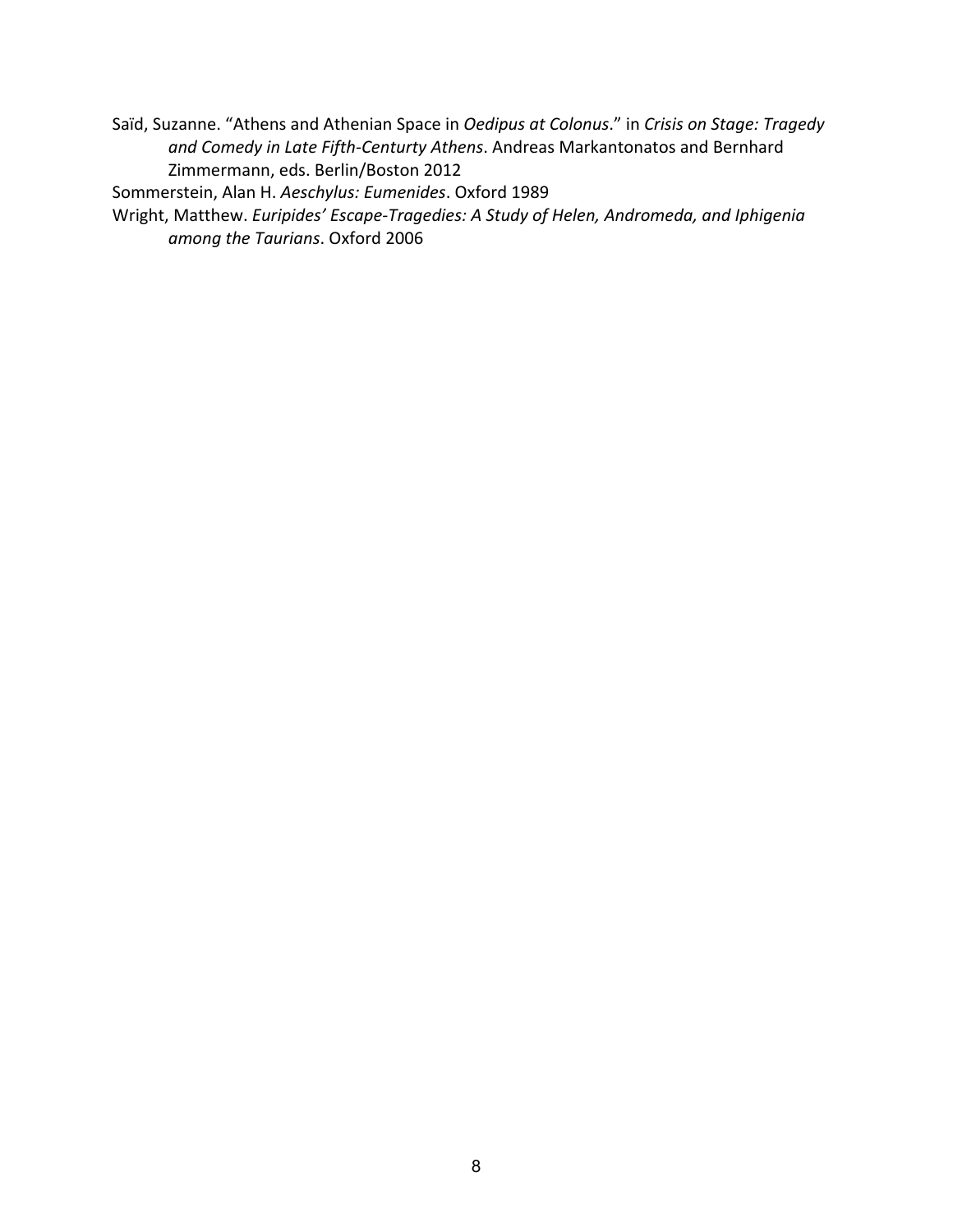Saïd, Suzanne. "Athens and Athenian Space in *Oedipus at Colonus*." in *Crisis on Stage: Tragedy and Comedy in Late Fifth-Centurty Athens*. Andreas Markantonatos and Bernhard Zimmermann, eds. Berlin/Boston 2012

Sommerstein, Alan H. *Aeschylus: Eumenides*. Oxford 1989

Wright, Matthew. *Euripides' Escape-Tragedies: A Study of Helen, Andromeda, and Iphigenia among the Taurians*. Oxford 2006